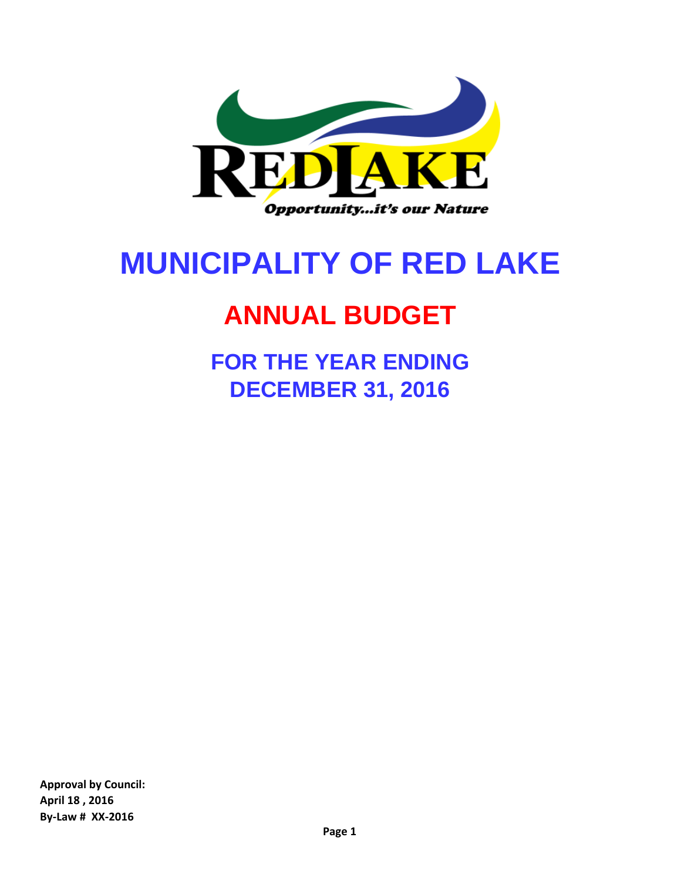REDLAKE

*Opportunity...it's our Nature*

# MUNICIPALITY OF RED LAKE

## ANNUAL BUDGET

### FOR THE YEAR ENDING DECEMBER 31, 2016

**Approval by Council:**
**April 18 , 2016**
**By-Law # XX-2016**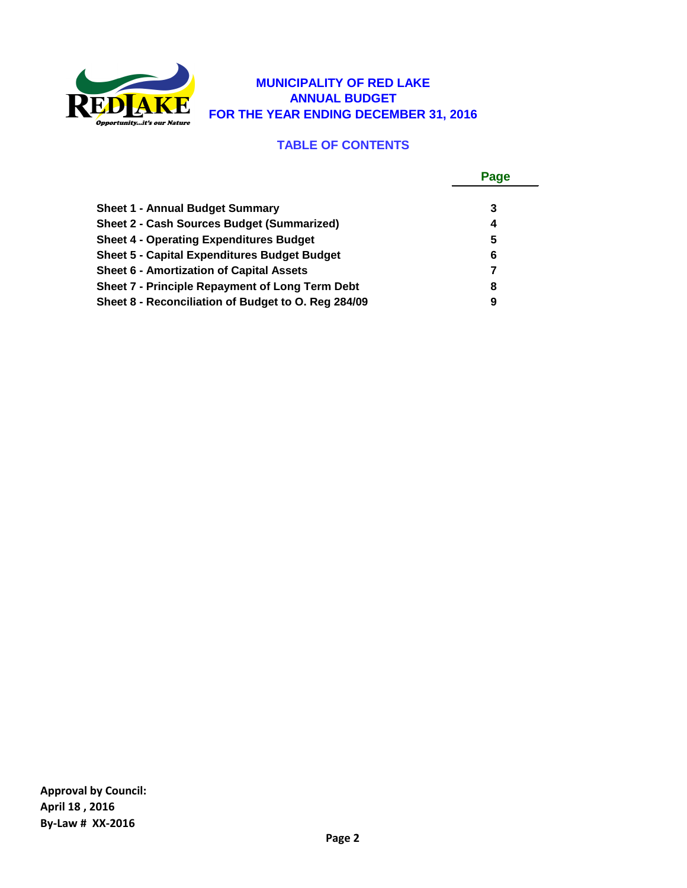# MUNICIPALITY OF RED LAKE
## ANNUAL BUDGET
## FOR THE YEAR ENDING DECEMBER 31, 2016

### TABLE OF CONTENTS

| | Page |
|---|---|
| **Sheet 1 - Annual Budget Summary** | **3** |
| **Sheet 2 - Cash Sources Budget (Summarized)** | **4** |
| **Sheet 4 - Operating Expenditures Budget** | **5** |
| **Sheet 5 - Capital Expenditures Budget Budget** | **6** |
| **Sheet 6 - Amortization of Capital Assets** | **7** |
| **Sheet 7 - Principle Repayment of Long Term Debt** | **8** |
| **Sheet 8 - Reconciliation of Budget to O. Reg 284/09** | **9** |

**Approval by Council:**
**April 18 , 2016**
**By-Law # XX-2016**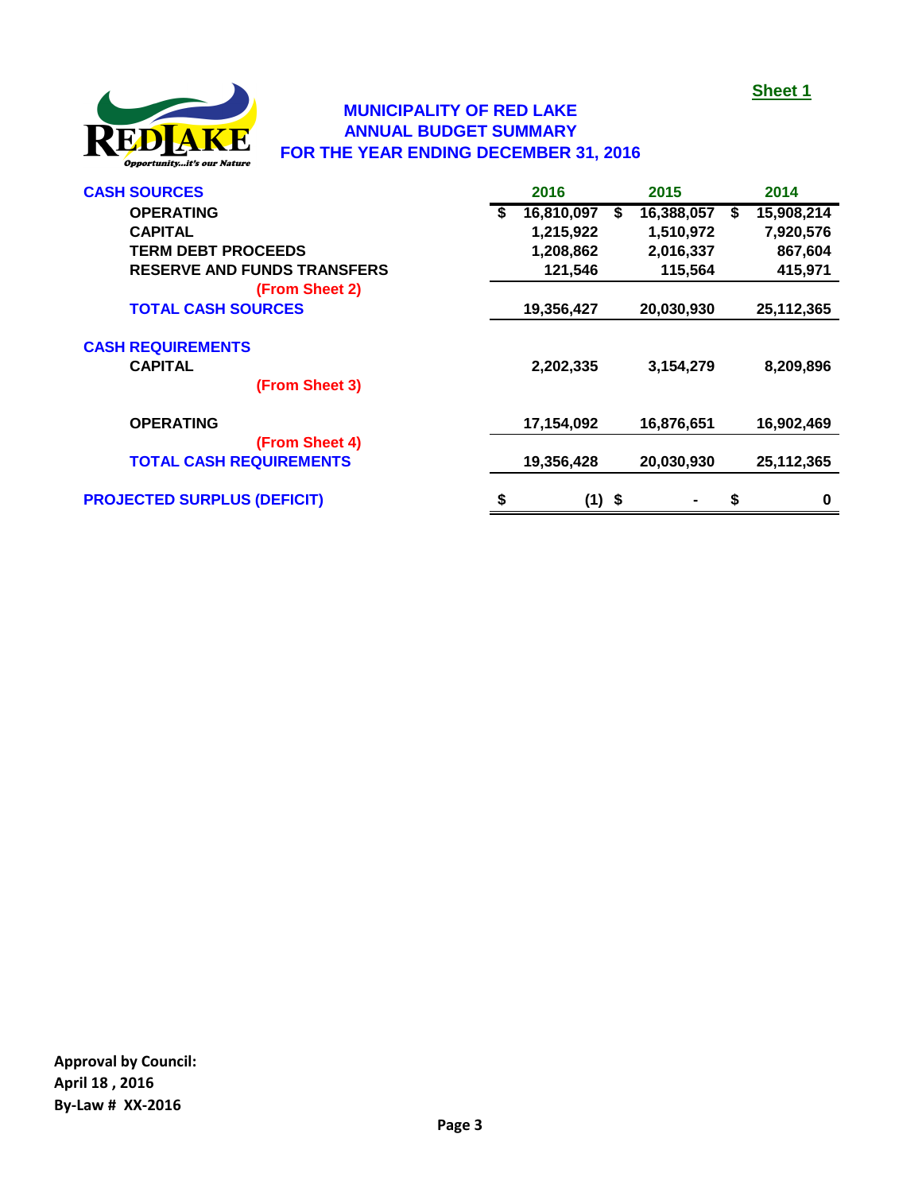Sheet 1

# MUNICIPALITY OF RED LAKE
## ANNUAL BUDGET SUMMARY
## FOR THE YEAR ENDING DECEMBER 31, 2016

| | 2016 | 2015 | 2014 |
|---|---|---|---|
| **CASH SOURCES** | | | |
| OPERATING | $ 16,810,097 | $ 16,388,057 | $ 15,908,214 |
| CAPITAL | 1,215,922 | 1,510,972 | 7,920,576 |
| TERM DEBT PROCEEDS | 1,208,862 | 2,016,337 | 867,604 |
| RESERVE AND FUNDS TRANSFERS | 121,546 | 115,564 | 415,971 |
| (From Sheet 2) | | | |
| **TOTAL CASH SOURCES** | 19,356,427 | 20,030,930 | 25,112,365 |
| **CASH REQUIREMENTS** | | | |
| CAPITAL | 2,202,335 | 3,154,279 | 8,209,896 |
| (From Sheet 3) | | | |
| OPERATING | 17,154,092 | 16,876,651 | 16,902,469 |
| (From Sheet 4) | | | |
| **TOTAL CASH REQUIREMENTS** | 19,356,428 | 20,030,930 | 25,112,365 |
| **PROJECTED SURPLUS (DEFICIT)** | $ (1) | $ - | $ 0 |

**Approval by Council:**
**April 18 , 2016**
**By-Law # XX-2016**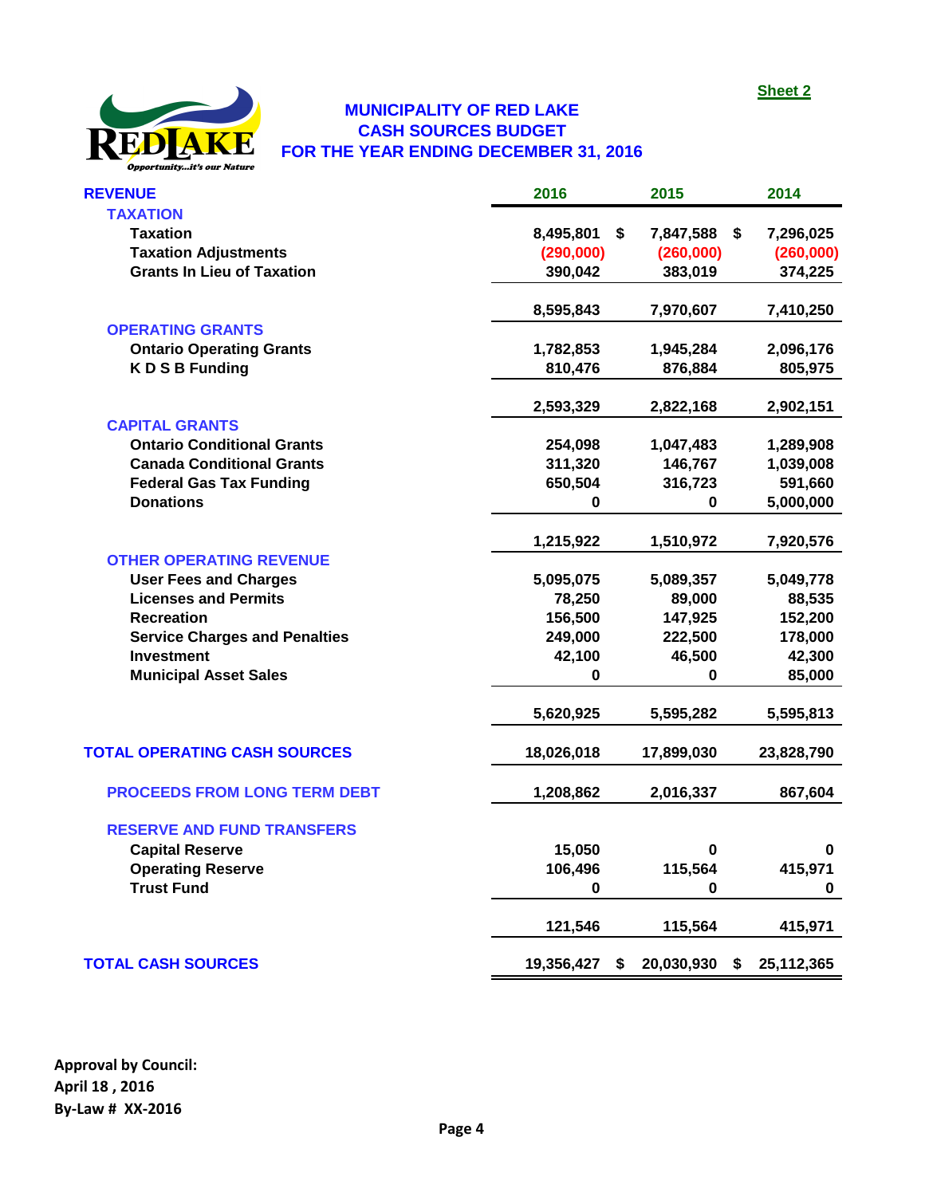Sheet 2

# MUNICIPALITY OF RED LAKE
## CASH SOURCES BUDGET
## FOR THE YEAR ENDING DECEMBER 31, 2016

| REVENUE | 2016 | 2015 | 2014 |
|---|---|---|---|
| **TAXATION** | | | |
| Taxation | 8,495,801 | $ 7,847,588 | $ 7,296,025 |
| Taxation Adjustments | (290,000) | (260,000) | (260,000) |
| Grants In Lieu of Taxation | 390,042 | 383,019 | 374,225 |
| | 8,595,843 | 7,970,607 | 7,410,250 |
| **OPERATING GRANTS** | | | |
| Ontario Operating Grants | 1,782,853 | 1,945,284 | 2,096,176 |
| K D S B Funding | 810,476 | 876,884 | 805,975 |
| | 2,593,329 | 2,822,168 | 2,902,151 |
| **CAPITAL GRANTS** | | | |
| Ontario Conditional Grants | 254,098 | 1,047,483 | 1,289,908 |
| Canada Conditional Grants | 311,320 | 146,767 | 1,039,008 |
| Federal Gas Tax Funding | 650,504 | 316,723 | 591,660 |
| Donations | 0 | 0 | 5,000,000 |
| | 1,215,922 | 1,510,972 | 7,920,576 |
| **OTHER OPERATING REVENUE** | | | |
| User Fees and Charges | 5,095,075 | 5,089,357 | 5,049,778 |
| Licenses and Permits | 78,250 | 89,000 | 88,535 |
| Recreation | 156,500 | 147,925 | 152,200 |
| Service Charges and Penalties | 249,000 | 222,500 | 178,000 |
| Investment | 42,100 | 46,500 | 42,300 |
| Municipal Asset Sales | 0 | 0 | 85,000 |
| | 5,620,925 | 5,595,282 | 5,595,813 |
| **TOTAL OPERATING CASH SOURCES** | 18,026,018 | 17,899,030 | 23,828,790 |
| **PROCEEDS FROM LONG TERM DEBT** | 1,208,862 | 2,016,337 | 867,604 |
| **RESERVE AND FUND TRANSFERS** | | | |
| Capital Reserve | 15,050 | 0 | 0 |
| Operating Reserve | 106,496 | 115,564 | 415,971 |
| Trust Fund | 0 | 0 | 0 |
| | 121,546 | 115,564 | 415,971 |
| **TOTAL CASH SOURCES** | 19,356,427 | $ 20,030,930 | $ 25,112,365 |

**Approval by Council:**
**April 18 , 2016**
**By-Law # XX-2016**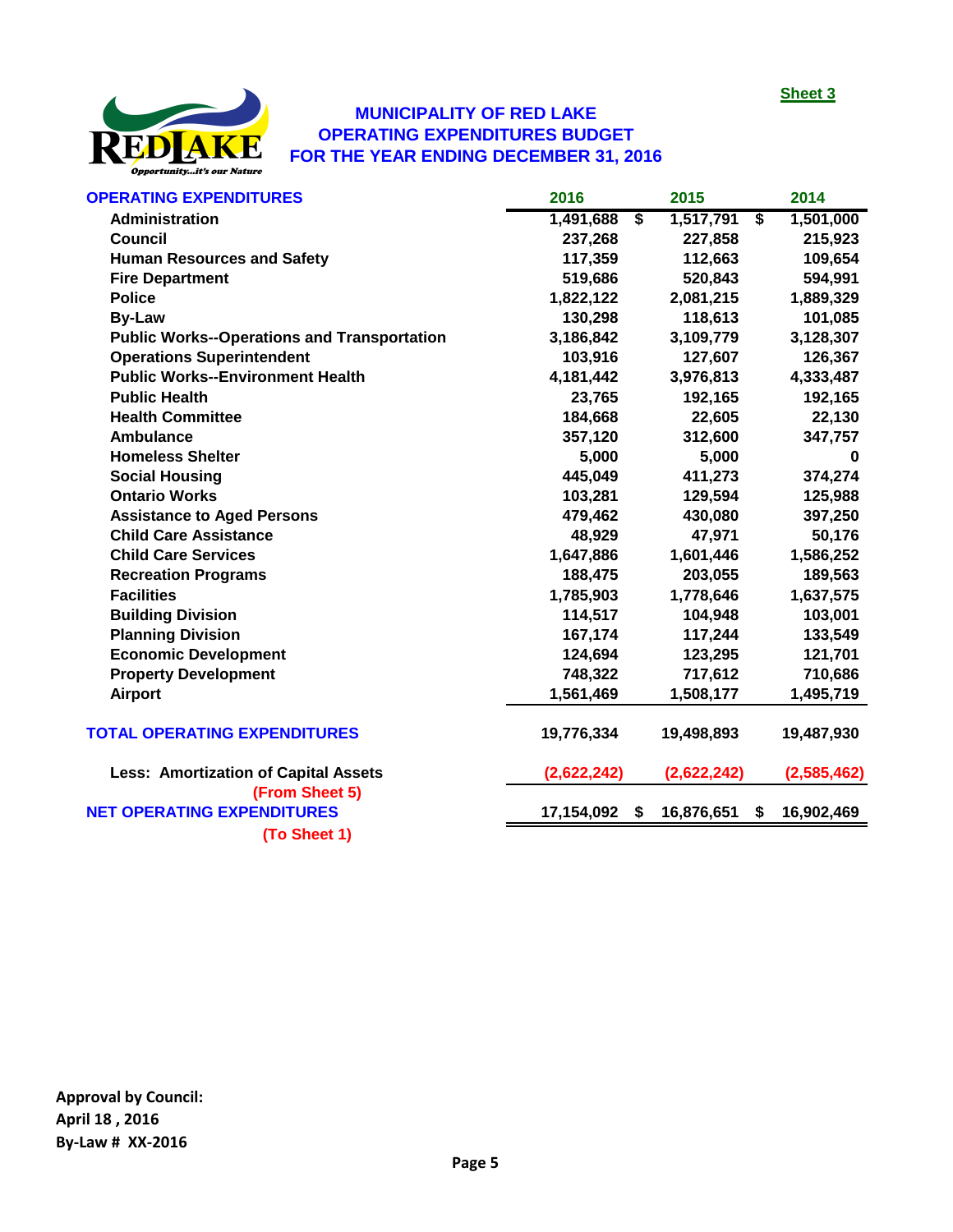Sheet 3

# MUNICIPALITY OF RED LAKE
## OPERATING EXPENDITURES BUDGET
## FOR THE YEAR ENDING DECEMBER 31, 2016

| OPERATING EXPENDITURES | 2016 | 2015 | 2014 |
|---|---|---|---|
| Administration | 1,491,688 | $ 1,517,791 | $ 1,501,000 |
| Council | 237,268 | 227,858 | 215,923 |
| Human Resources and Safety | 117,359 | 112,663 | 109,654 |
| Fire Department | 519,686 | 520,843 | 594,991 |
| Police | 1,822,122 | 2,081,215 | 1,889,329 |
| By-Law | 130,298 | 118,613 | 101,085 |
| Public Works--Operations and Transportation | 3,186,842 | 3,109,779 | 3,128,307 |
| Operations Superintendent | 103,916 | 127,607 | 126,367 |
| Public Works--Environment Health | 4,181,442 | 3,976,813 | 4,333,487 |
| Public Health | 23,765 | 192,165 | 192,165 |
| Health Committee | 184,668 | 22,605 | 22,130 |
| Ambulance | 357,120 | 312,600 | 347,757 |
| Homeless Shelter | 5,000 | 5,000 | 0 |
| Social Housing | 445,049 | 411,273 | 374,274 |
| Ontario Works | 103,281 | 129,594 | 125,988 |
| Assistance to Aged Persons | 479,462 | 430,080 | 397,250 |
| Child Care Assistance | 48,929 | 47,971 | 50,176 |
| Child Care Services | 1,647,886 | 1,601,446 | 1,586,252 |
| Recreation Programs | 188,475 | 203,055 | 189,563 |
| Facilities | 1,785,903 | 1,778,646 | 1,637,575 |
| Building Division | 114,517 | 104,948 | 103,001 |
| Planning Division | 167,174 | 117,244 | 133,549 |
| Economic Development | 124,694 | 123,295 | 121,701 |
| Property Development | 748,322 | 717,612 | 710,686 |
| Airport | 1,561,469 | 1,508,177 | 1,495,719 |
| **TOTAL OPERATING EXPENDITURES** | 19,776,334 | 19,498,893 | 19,487,930 |
| Less: Amortization of Capital Assets (From Sheet 5) | (2,622,242) | (2,622,242) | (2,585,462) |
| **NET OPERATING EXPENDITURES** (To Sheet 1) | 17,154,092 | $ 16,876,651 | $ 16,902,469 |

**Approval by Council:**
**April 18 , 2016**
**By-Law # XX-2016**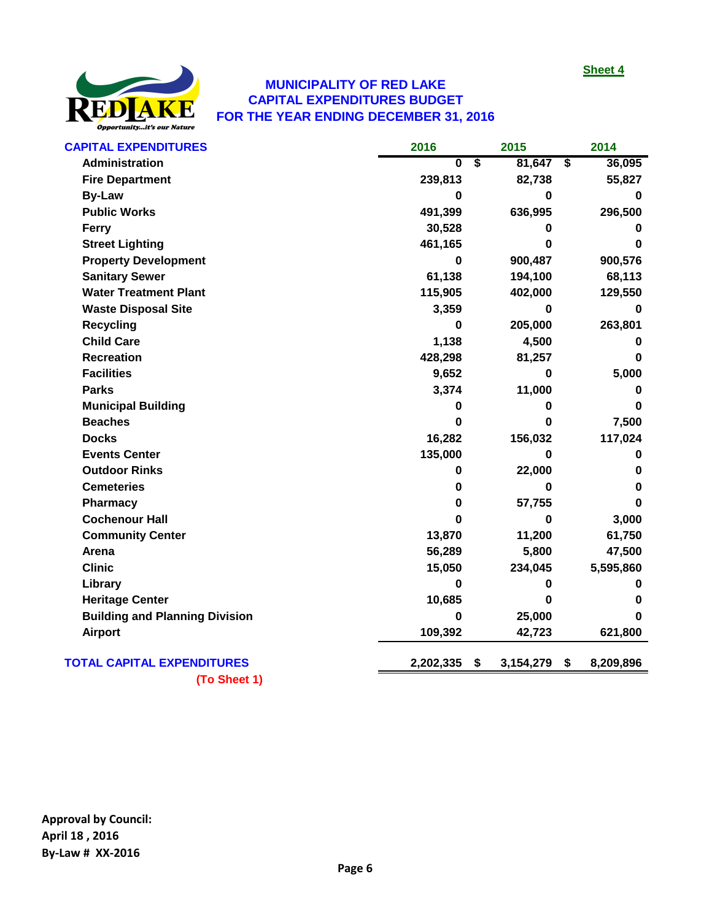Sheet 4

# MUNICIPALITY OF RED LAKE
## CAPITAL EXPENDITURES BUDGET
## FOR THE YEAR ENDING DECEMBER 31, 2016

| CAPITAL EXPENDITURES | 2016 | 2015 | 2014 |
|---|---|---|---|
| Administration | 0 | $ 81,647 | $ 36,095 |
| Fire Department | 239,813 | 82,738 | 55,827 |
| By-Law | 0 | 0 | 0 |
| Public Works | 491,399 | 636,995 | 296,500 |
| Ferry | 30,528 | 0 | 0 |
| Street Lighting | 461,165 | 0 | 0 |
| Property Development | 0 | 900,487 | 900,576 |
| Sanitary Sewer | 61,138 | 194,100 | 68,113 |
| Water Treatment Plant | 115,905 | 402,000 | 129,550 |
| Waste Disposal Site | 3,359 | 0 | 0 |
| Recycling | 0 | 205,000 | 263,801 |
| Child Care | 1,138 | 4,500 | 0 |
| Recreation | 428,298 | 81,257 | 0 |
| Facilities | 9,652 | 0 | 5,000 |
| Parks | 3,374 | 11,000 | 0 |
| Municipal Building | 0 | 0 | 0 |
| Beaches | 0 | 0 | 7,500 |
| Docks | 16,282 | 156,032 | 117,024 |
| Events Center | 135,000 | 0 | 0 |
| Outdoor Rinks | 0 | 22,000 | 0 |
| Cemeteries | 0 | 0 | 0 |
| Pharmacy | 0 | 57,755 | 0 |
| Cochenour Hall | 0 | 0 | 3,000 |
| Community Center | 13,870 | 11,200 | 61,750 |
| Arena | 56,289 | 5,800 | 47,500 |
| Clinic | 15,050 | 234,045 | 5,595,860 |
| Library | 0 | 0 | 0 |
| Heritage Center | 10,685 | 0 | 0 |
| Building and Planning Division | 0 | 25,000 | 0 |
| Airport | 109,392 | 42,723 | 621,800 |
| **TOTAL CAPITAL EXPENDITURES** | **2,202,335** | **$ 3,154,279** | **$ 8,209,896** |

(To Sheet 1)

**Approval by Council:**
**April 18 , 2016**
**By-Law # XX-2016**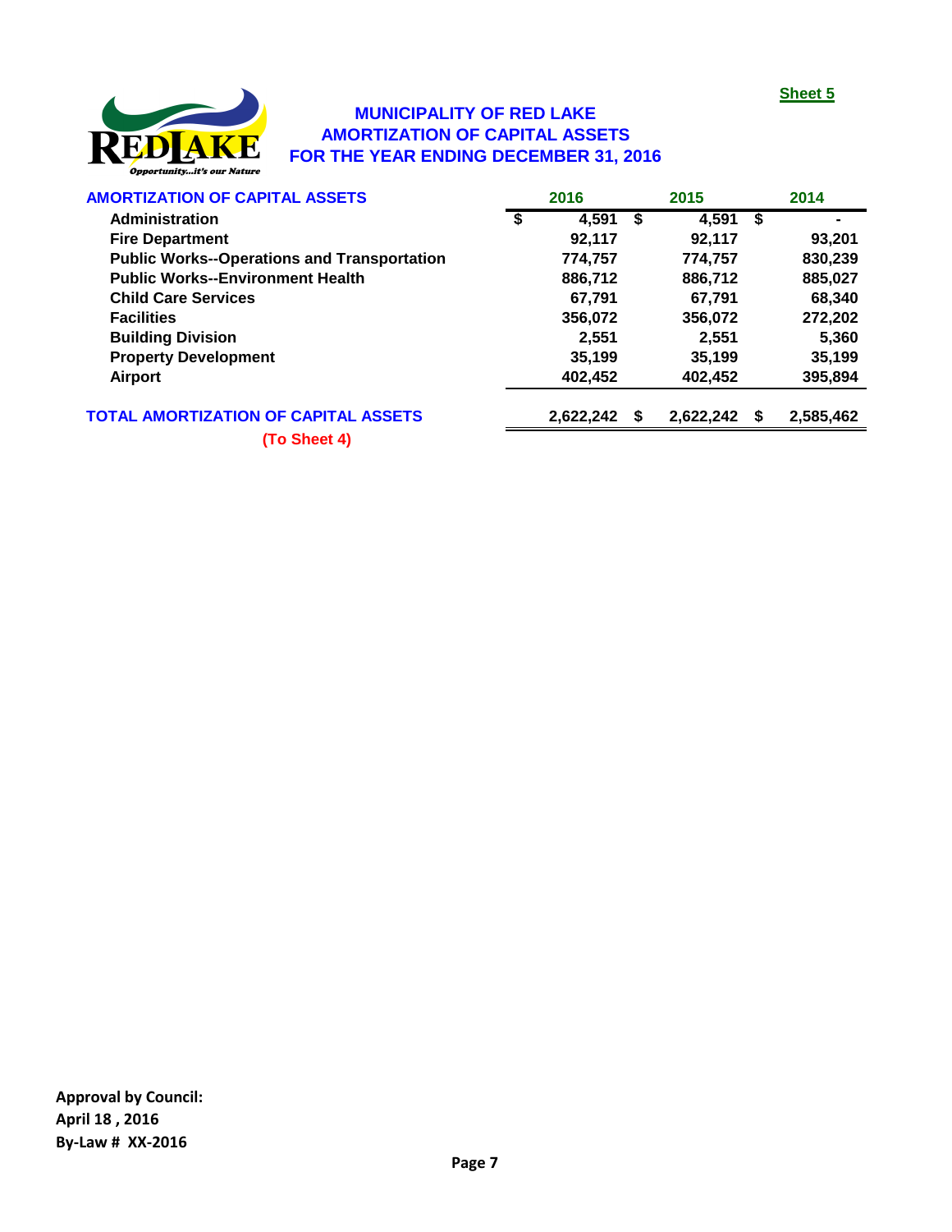Sheet 5

# MUNICIPALITY OF RED LAKE
## AMORTIZATION OF CAPITAL ASSETS
## FOR THE YEAR ENDING DECEMBER 31, 2016

| AMORTIZATION OF CAPITAL ASSETS | 2016 | 2015 | 2014 |
|---|---|---|---|
| Administration | $ 4,591 | $ 4,591 | $ - |
| Fire Department | 92,117 | 92,117 | 93,201 |
| Public Works--Operations and Transportation | 774,757 | 774,757 | 830,239 |
| Public Works--Environment Health | 886,712 | 886,712 | 885,027 |
| Child Care Services | 67,791 | 67,791 | 68,340 |
| Facilities | 356,072 | 356,072 | 272,202 |
| Building Division | 2,551 | 2,551 | 5,360 |
| Property Development | 35,199 | 35,199 | 35,199 |
| Airport | 402,452 | 402,452 | 395,894 |
| **TOTAL AMORTIZATION OF CAPITAL ASSETS** | 2,622,242 | $ 2,622,242 | $ 2,585,462 |

(To Sheet 4)

**Approval by Council:**
**April 18 , 2016**
**By-Law # XX-2016**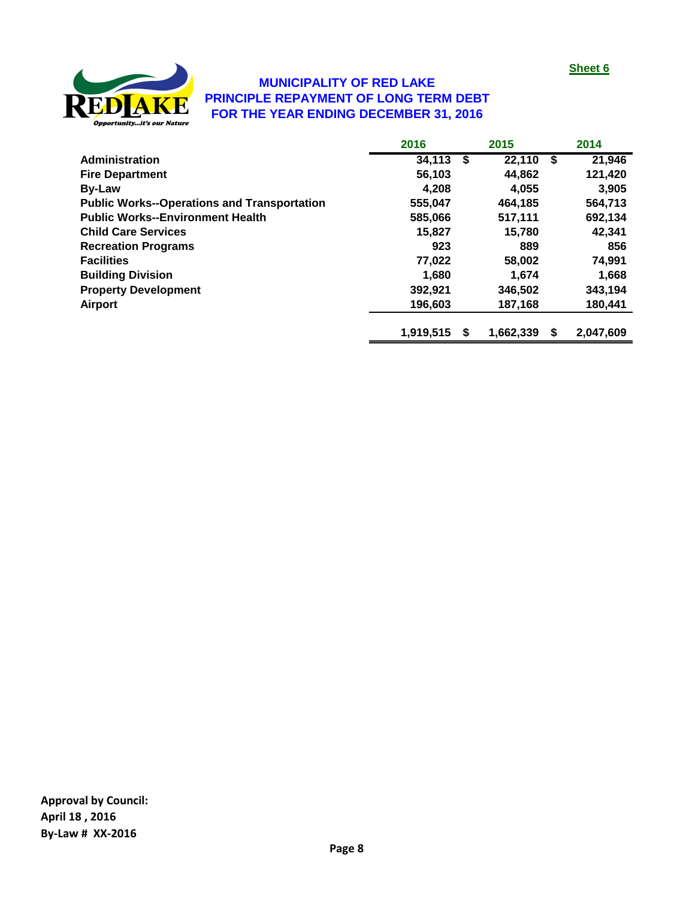Sheet 6

## MUNICIPALITY OF RED LAKE
## PRINCIPLE REPAYMENT OF LONG TERM DEBT
## FOR THE YEAR ENDING DECEMBER 31, 2016

| | 2016 | 2015 | 2014 |
|---|---|---|---|
| **Administration** | 34,113 | $ 22,110 | $ 21,946 |
| **Fire Department** | 56,103 | 44,862 | 121,420 |
| **By-Law** | 4,208 | 4,055 | 3,905 |
| **Public Works--Operations and Transportation** | 555,047 | 464,185 | 564,713 |
| **Public Works--Environment Health** | 585,066 | 517,111 | 692,134 |
| **Child Care Services** | 15,827 | 15,780 | 42,341 |
| **Recreation Programs** | 923 | 889 | 856 |
| **Facilities** | 77,022 | 58,002 | 74,991 |
| **Building Division** | 1,680 | 1,674 | 1,668 |
| **Property Development** | 392,921 | 346,502 | 343,194 |
| **Airport** | 196,603 | 187,168 | 180,441 |
| | 1,919,515 | $ 1,662,339 | $ 2,047,609 |

**Approval by Council:**
**April 18 , 2016**
**By-Law # XX-2016**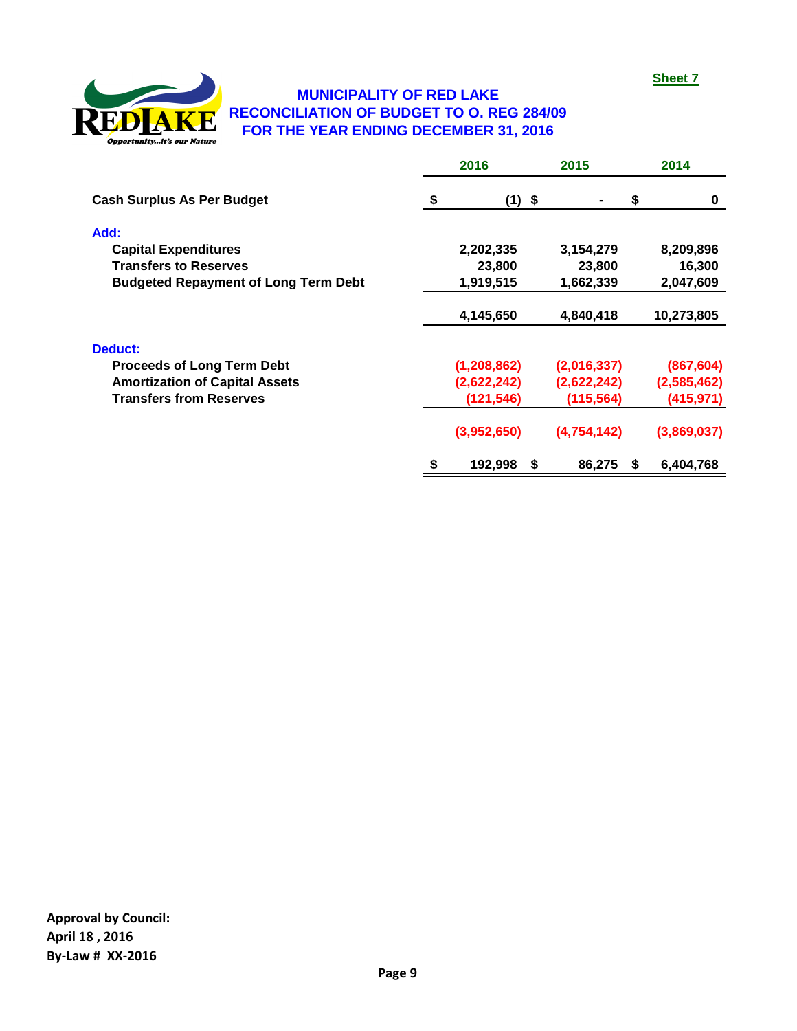Sheet 7

# MUNICIPALITY OF RED LAKE
## RECONCILIATION OF BUDGET TO O. REG 284/09
## FOR THE YEAR ENDING DECEMBER 31, 2016

| | 2016 | 2015 | 2014 |
|---|---|---|---|
| **Cash Surplus As Per Budget** | $ (1) | $ - | $ 0 |
| **Add:** | | | |
| Capital Expenditures | 2,202,335 | 3,154,279 | 8,209,896 |
| Transfers to Reserves | 23,800 | 23,800 | 16,300 |
| Budgeted Repayment of Long Term Debt | 1,919,515 | 1,662,339 | 2,047,609 |
| | 4,145,650 | 4,840,418 | 10,273,805 |
| **Deduct:** | | | |
| Proceeds of Long Term Debt | (1,208,862) | (2,016,337) | (867,604) |
| Amortization of Capital Assets | (2,622,242) | (2,622,242) | (2,585,462) |
| Transfers from Reserves | (121,546) | (115,564) | (415,971) |
| | (3,952,650) | (4,754,142) | (3,869,037) |
| | $ 192,998 | $ 86,275 | $ 6,404,768 |

**Approval by Council:**
**April 18 , 2016**
**By-Law # XX-2016**